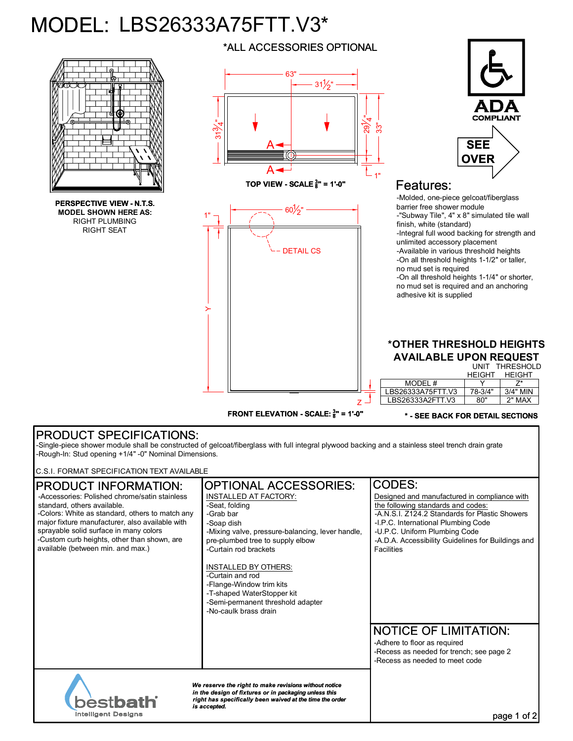# MODEL: LBS26333A75FTT.V3*

*ALL ACCESSORIES OPTIONAL

PERSPECTIVE VIEW - N.T.S.
MODEL SHOWN HERE AS:
RIGHT PLUMBING
RIGHT SEAT

TOP VIEW - SCALE 3/8" = 1'-0"

63" · 31 1/2" · 31 3/4" · 29 1/4" · 33" · 1" · A · A

FRONT ELEVATION - SCALE: 3/8" = 1'-0"

60 1/2" · 1" · DETAIL CS · Y · Z

ADA COMPLIANT

SEE OVER

## Features:

- Molded, one-piece gelcoat/fiberglass barrier free shower module
- "Subway Tile", 4" x 8" simulated tile wall finish, white (standard)
- Integral full wood backing for strength and unlimited accessory placement
- Available in various threshold heights
- On all threshold heights 1-1/2" or taller, no mud set is required
- On all threshold heights 1-1/4" or shorter, no mud set is required and an anchoring adhesive kit is supplied

## *OTHER THRESHOLD HEIGHTS AVAILABLE UPON REQUEST

| MODEL # | UNIT HEIGHT Y | THRESHOLD HEIGHT Z* |
|---|---|---|
| LBS26333A75FTT.V3 | 78-3/4" | 3/4" MIN |
| LBS26333A2FTT.V3 | 80" | 2" MAX |

* - SEE BACK FOR DETAIL SECTIONS

## PRODUCT SPECIFICATIONS:

- Single-piece shower module shall be constructed of gelcoat/fiberglass with full integral plywood backing and a stainless steel trench drain grate
- Rough-In: Stud opening +1/4" -0" Nominal Dimensions.

C.S.I. FORMAT SPECIFICATION TEXT AVAILABLE

## PRODUCT INFORMATION:

- Accessories: Polished chrome/satin stainless standard, others available.
- Colors: White as standard, others to match any major fixture manufacturer, also available with sprayable solid surface in many colors
- Custom curb heights, other than shown, are available (between min. and max.)

## OPTIONAL ACCESSORIES:

INSTALLED AT FACTORY:

- Seat, folding
- Grab bar
- Soap dish
- Mixing valve, pressure-balancing, lever handle, pre-plumbed tree to supply elbow
- Curtain rod brackets

INSTALLED BY OTHERS:

- Curtain and rod
- Flange-Window trim kits
- T-shaped WaterStopper kit
- Semi-permanent threshold adapter
- No-caulk brass drain

## CODES:

Designed and manufactured in compliance with the following standards and codes:

- A.N.S.I. Z124.2 Standards for Plastic Showers
- I.P.C. International Plumbing Code
- U.P.C. Uniform Plumbing Code
- A.D.A. Accessibility Guidelines for Buildings and Facilities

## NOTICE OF LIMITATION:

- Adhere to floor as required
- Recess as needed for trench; see page 2
- Recess as needed to meet code

bestbath Intelligent Designs

*We reserve the right to make revisions without notice in the design of fixtures or in packaging unless this right has specifically been waived at the time the order is accepted.*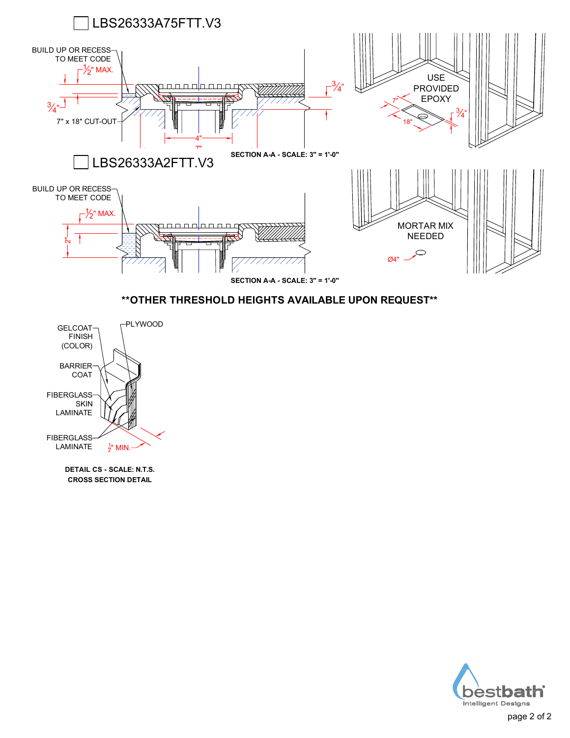☐ LBS26333A75FTT.V3

BUILD UP OR RECESS TO MEET CODE

½" MAX.

¾"

¾"

7" x 18" CUT-OUT

4"

7"

SECTION A-A - SCALE: 3" = 1'-0"

USE PROVIDED EPOXY

7"

18"

¾"

☐ LBS26333A2FTT.V3

BUILD UP OR RECESS TO MEET CODE

½" MAX.

2"

SECTION A-A - SCALE: 3" = 1'-0"

MORTAR MIX NEEDED

Ø4"

**OTHER THRESHOLD HEIGHTS AVAILABLE UPON REQUEST**

GELCOAT FINISH (COLOR)

PLYWOOD

BARRIER COAT

FIBERGLASS SKIN LAMINATE

FIBERGLASS LAMINATE

½" MIN.

DETAIL CS - SCALE: N.T.S.
CROSS SECTION DETAIL

bestbath Intelligent Designs